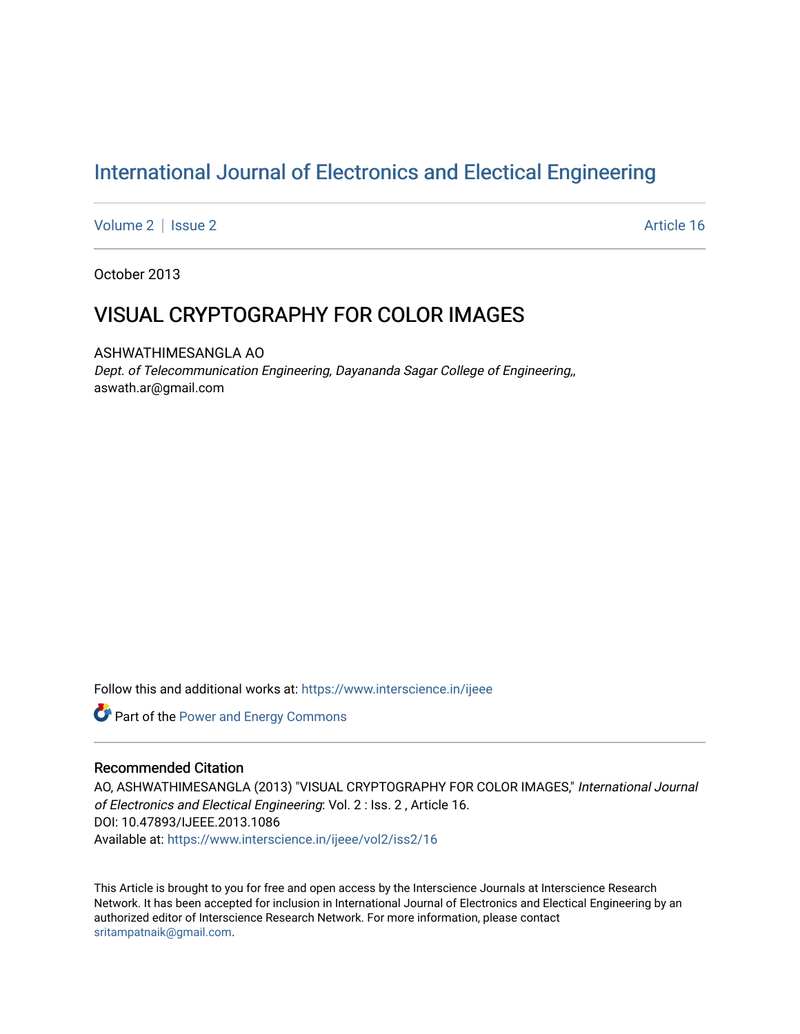# International Journal of Electronics and Electical Engineering

Volume 2 | Issue 2 Article 16

October 2013

## VISUAL CRYPTOGRAPHY FOR COLOR IMAGES

ASHWATHIMESANGLA AO
*Dept. of Telecommunication Engineering, Dayananda Sagar College of Engineering,,*
aswath.ar@gmail.com

Follow this and additional works at: https://www.interscience.in/ijeee

Part of the Power and Energy Commons

### Recommended Citation

AO, ASHWATHIMESANGLA (2013) "VISUAL CRYPTOGRAPHY FOR COLOR IMAGES," *International Journal of Electronics and Electical Engineering*: Vol. 2 : Iss. 2 , Article 16.
DOI: 10.47893/IJEEE.2013.1086
Available at: https://www.interscience.in/ijeee/vol2/iss2/16

This Article is brought to you for free and open access by the Interscience Journals at Interscience Research Network. It has been accepted for inclusion in International Journal of Electronics and Electical Engineering by an authorized editor of Interscience Research Network. For more information, please contact sritampatnaik@gmail.com.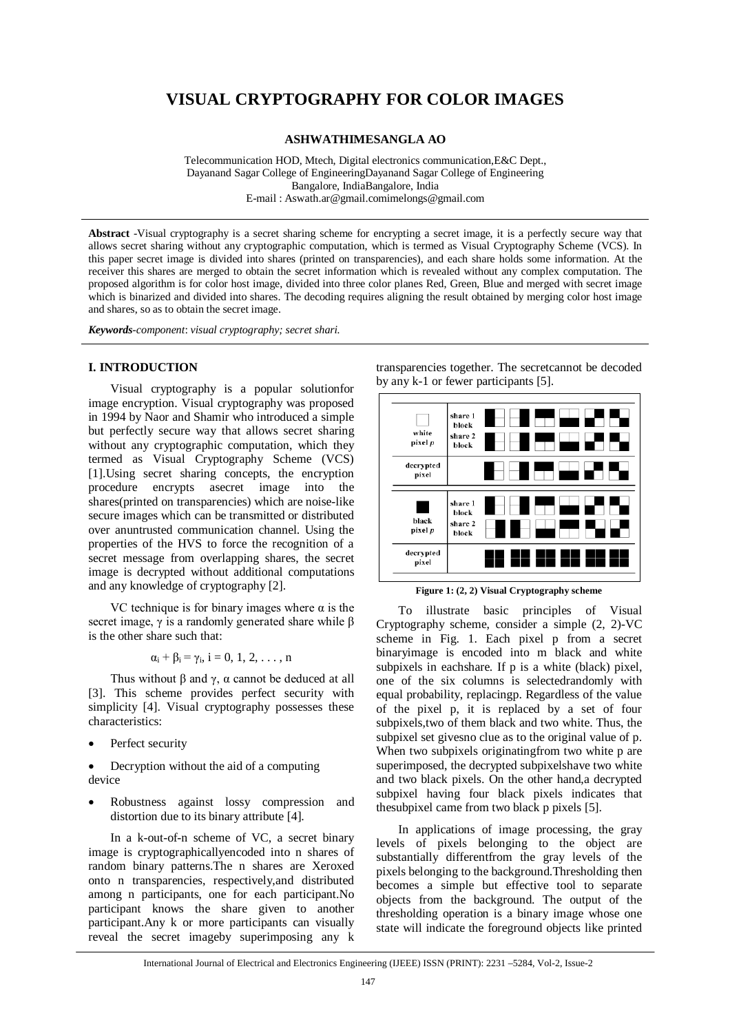# VISUAL CRYPTOGRAPHY FOR COLOR IMAGES

**ASHWATHIMESANGLA AO**

Telecommunication HOD, Mtech, Digital electronics communication,E&C Dept., Dayanand Sagar College of EngineeringDayanand Sagar College of Engineering Bangalore, IndiaBangalore, India
E-mail : Aswath.ar@gmail.comimelongs@gmail.com

---

**Abstract** -Visual cryptography is a secret sharing scheme for encrypting a secret image, it is a perfectly secure way that allows secret sharing without any cryptographic computation, which is termed as Visual Cryptography Scheme (VCS). In this paper secret image is divided into shares (printed on transparencies), and each share holds some information. At the receiver this shares are merged to obtain the secret information which is revealed without any complex computation. The proposed algorithm is for color host image, divided into three color planes Red, Green, Blue and merged with secret image which is binarized and divided into shares. The decoding requires aligning the result obtained by merging color host image and shares, so as to obtain the secret image.

***Keywords****-component*: *visual cryptography; secret shari.*

---

## I. INTRODUCTION

Visual cryptography is a popular solutionfor image encryption. Visual cryptography was proposed in 1994 by Naor and Shamir who introduced a simple but perfectly secure way that allows secret sharing without any cryptographic computation, which they termed as Visual Cryptography Scheme (VCS) [1].Using secret sharing concepts, the encryption procedure encrypts asecret image into the shares(printed on transparencies) which are noise-like secure images which can be transmitted or distributed over anuntrusted communication channel. Using the properties of the HVS to force the recognition of a secret message from overlapping shares, the secret image is decrypted without additional computations and any knowledge of cryptography [2].

VC technique is for binary images where $\alpha$ is the secret image, $\gamma$ is a randomly generated share while $\beta$ is the other share such that:

$$\alpha_i + \beta_i = \gamma_i,\ i = 0, 1, 2, \ldots, n$$

Thus without $\beta$ and $\gamma$, $\alpha$ cannot be deduced at all [3]. This scheme provides perfect security with simplicity [4]. Visual cryptography possesses these characteristics:

- Perfect security
- Decryption without the aid of a computing device
- Robustness against lossy compression and distortion due to its binary attribute [4].

In a k-out-of-n scheme of VC, a secret binary image is cryptographicallyencoded into n shares of random binary patterns.The n shares are Xeroxed onto n transparencies, respectively,and distributed among n participants, one for each participant.No participant knows the share given to another participant.Any k or more participants can visually reveal the secret imageby superimposing any k transparencies together. The secretcannot be decoded by any k-1 or fewer participants [5].

**Figure 1: (2, 2) Visual Cryptography scheme**

To illustrate basic principles of Visual Cryptography scheme, consider a simple (2, 2)-VC scheme in Fig. 1. Each pixel p from a secret binaryimage is encoded into m black and white subpixels in eachshare. If p is a white (black) pixel, one of the six columns is selectedrandomly with equal probability, replacingp. Regardless of the value of the pixel p, it is replaced by a set of four subpixels,two of them black and two white. Thus, the subpixel set givesno clue as to the original value of p. When two subpixels originatingfrom two white p are superimposed, the decrypted subpixelshave two white and two black pixels. On the other hand,a decrypted subpixel having four black pixels indicates that thesubpixel came from two black p pixels [5].

In applications of image processing, the gray levels of pixels belonging to the object are substantially differentfrom the gray levels of the pixels belonging to the background.Thresholding then becomes a simple but effective tool to separate objects from the background. The output of the thresholding operation is a binary image whose one state will indicate the foreground objects like printed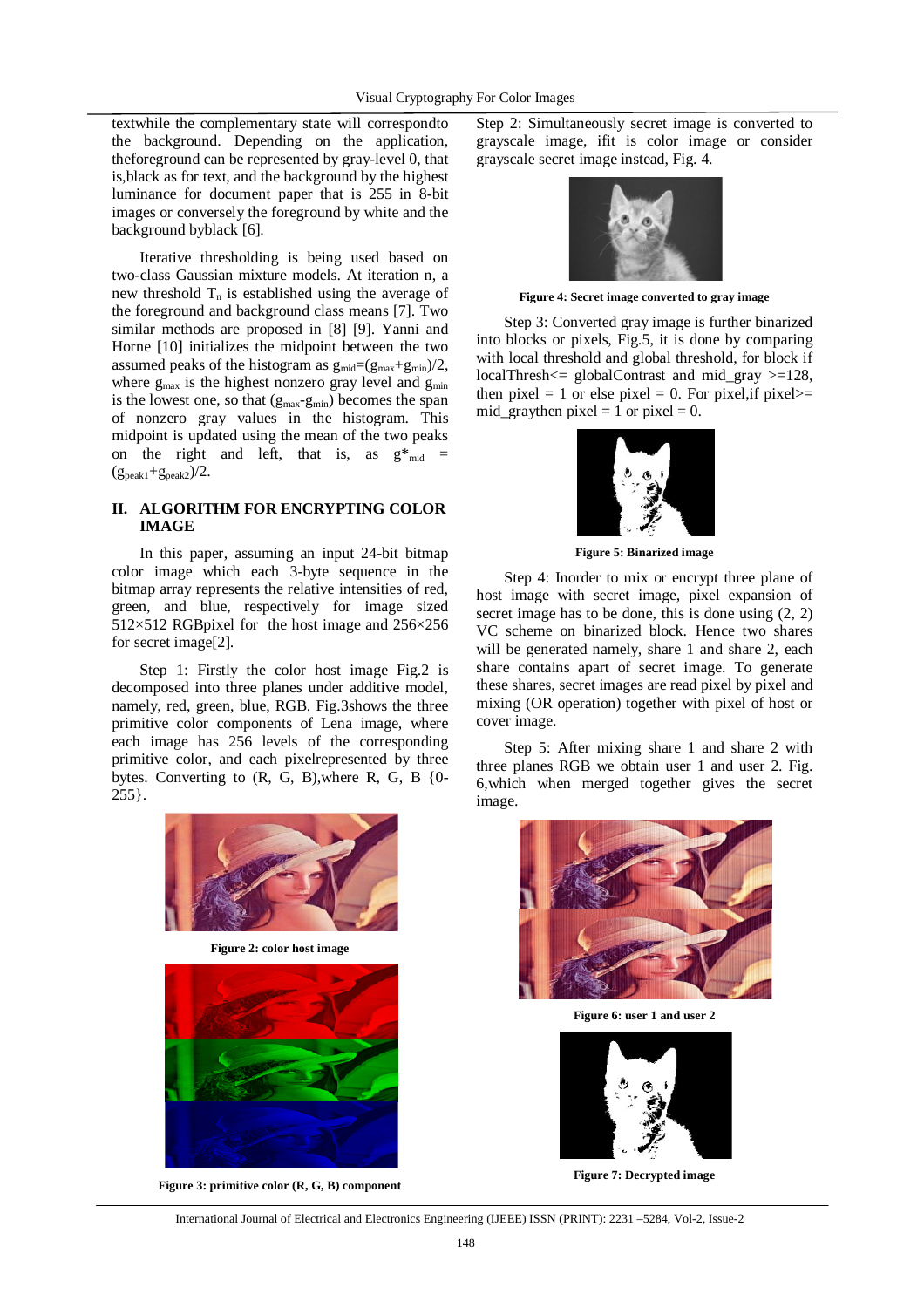textwhile the complementary state will correspondto the background. Depending on the application, theforeground can be represented by gray-level 0, that is,black as for text, and the background by the highest luminance for document paper that is 255 in 8-bit images or conversely the foreground by white and the background byblack [6].

Iterative thresholding is being used based on two-class Gaussian mixture models. At iteration n, a new threshold $T_n$ is established using the average of the foreground and background class means [7]. Two similar methods are proposed in [8] [9]. Yanni and Horne [10] initializes the midpoint between the two assumed peaks of the histogram as $g_{mid}=(g_{max}+g_{min})/2$, where $g_{max}$ is the highest nonzero gray level and $g_{min}$ is the lowest one, so that $(g_{max}-g_{min})$ becomes the span of nonzero gray values in the histogram. This midpoint is updated using the mean of the two peaks on the right and left, that is, as $g^*_{mid} = (g_{peak1}+g_{peak2})/2$.

## II. ALGORITHM FOR ENCRYPTING COLOR IMAGE

In this paper, assuming an input 24-bit bitmap color image which each 3-byte sequence in the bitmap array represents the relative intensities of red, green, and blue, respectively for image sized 512×512 RGBpixel for the host image and 256×256 for secret image[2].

Step 1: Firstly the color host image Fig.2 is decomposed into three planes under additive model, namely, red, green, blue, RGB. Fig.3shows the three primitive color components of Lena image, where each image has 256 levels of the corresponding primitive color, and each pixelrepresented by three bytes. Converting to (R, G, B),where R, G, B {0-255}.

Figure 2: color host image

Figure 3: primitive color (R, G, B) component

Step 2: Simultaneously secret image is converted to grayscale image, ifit is color image or consider grayscale secret image instead, Fig. 4.

Figure 4: Secret image converted to gray image

Step 3: Converted gray image is further binarized into blocks or pixels, Fig.5, it is done by comparing with local threshold and global threshold, for block if localThresh<= globalContrast and mid_gray >=128, then pixel = 1 or else pixel = 0. For pixel,if pixel>= mid_graythen pixel = 1 or pixel = 0.

Figure 5: Binarized image

Step 4: Inorder to mix or encrypt three plane of host image with secret image, pixel expansion of secret image has to be done, this is done using (2, 2) VC scheme on binarized block. Hence two shares will be generated namely, share 1 and share 2, each share contains apart of secret image. To generate these shares, secret images are read pixel by pixel and mixing (OR operation) together with pixel of host or cover image.

Step 5: After mixing share 1 and share 2 with three planes RGB we obtain user 1 and user 2. Fig. 6,which when merged together gives the secret image.

Figure 6: user 1 and user 2

Figure 7: Decrypted image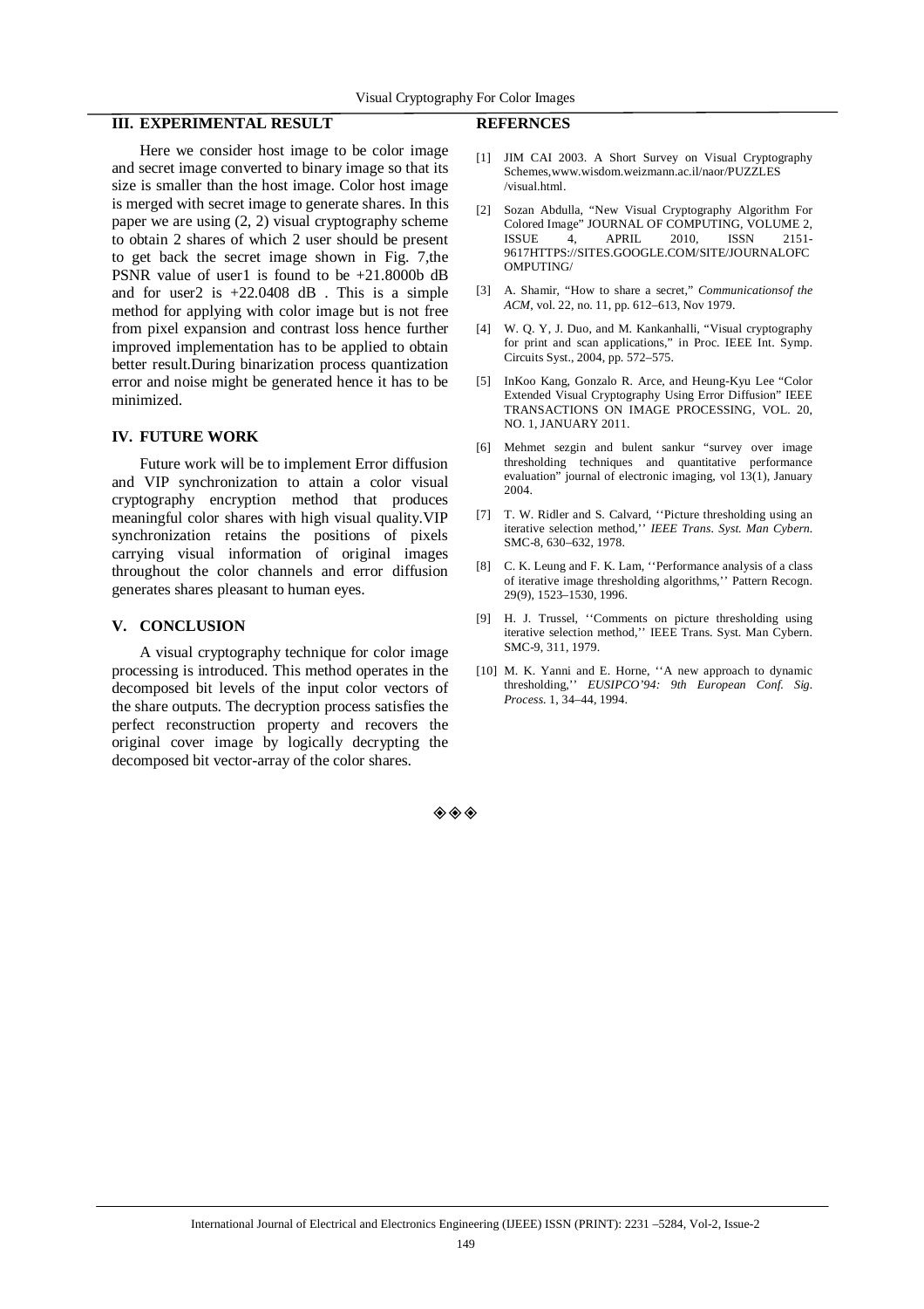## III. EXPERIMENTAL RESULT

Here we consider host image to be color image and secret image converted to binary image so that its size is smaller than the host image. Color host image is merged with secret image to generate shares. In this paper we are using (2, 2) visual cryptography scheme to obtain 2 shares of which 2 user should be present to get back the secret image shown in Fig. 7,the PSNR value of user1 is found to be +21.8000b dB and for user2 is +22.0408 dB . This is a simple method for applying with color image but is not free from pixel expansion and contrast loss hence further improved implementation has to be applied to obtain better result.During binarization process quantization error and noise might be generated hence it has to be minimized.

## IV. FUTURE WORK

Future work will be to implement Error diffusion and VIP synchronization to attain a color visual cryptography encryption method that produces meaningful color shares with high visual quality.VIP synchronization retains the positions of pixels carrying visual information of original images throughout the color channels and error diffusion generates shares pleasant to human eyes.

## V. CONCLUSION

A visual cryptography technique for color image processing is introduced. This method operates in the decomposed bit levels of the input color vectors of the share outputs. The decryption process satisfies the perfect reconstruction property and recovers the original cover image by logically decrypting the decomposed bit vector-array of the color shares.

## REFERNCES

[1] JIM CAI 2003. A Short Survey on Visual Cryptography Schemes,www.wisdom.weizmann.ac.il/naor/PUZZLES /visual.html.

[2] Sozan Abdulla, "New Visual Cryptography Algorithm For Colored Image" JOURNAL OF COMPUTING, VOLUME 2, ISSUE 4, APRIL 2010, ISSN 2151-9617HTTPS://SITES.GOOGLE.COM/SITE/JOURNALOFCOMPUTING/

[3] A. Shamir, "How to share a secret," *Communicationsof the ACM*, vol. 22, no. 11, pp. 612–613, Nov 1979.

[4] W. Q. Y, J. Duo, and M. Kankanhalli, "Visual cryptography for print and scan applications," in Proc. IEEE Int. Symp. Circuits Syst., 2004, pp. 572–575.

[5] InKoo Kang, Gonzalo R. Arce, and Heung-Kyu Lee "Color Extended Visual Cryptography Using Error Diffusion" IEEE TRANSACTIONS ON IMAGE PROCESSING, VOL. 20, NO. 1, JANUARY 2011.

[6] Mehmet sezgin and bulent sankur "survey over image thresholding techniques and quantitative performance evaluation" journal of electronic imaging, vol 13(1), January 2004.

[7] T. W. Ridler and S. Calvard, ''Picture thresholding using an iterative selection method,'' *IEEE Trans. Syst. Man Cybern.* SMC-8, 630–632, 1978.

[8] C. K. Leung and F. K. Lam, ''Performance analysis of a class of iterative image thresholding algorithms,'' Pattern Recogn. 29(9), 1523–1530, 1996.

[9] H. J. Trussel, ''Comments on picture thresholding using iterative selection method,'' IEEE Trans. Syst. Man Cybern. SMC-9, 311, 1979.

[10] M. K. Yanni and E. Horne, ''A new approach to dynamic thresholding,'' *EUSIPCO'94: 9th European Conf. Sig. Process.* 1, 34–44, 1994.

◈◈◈